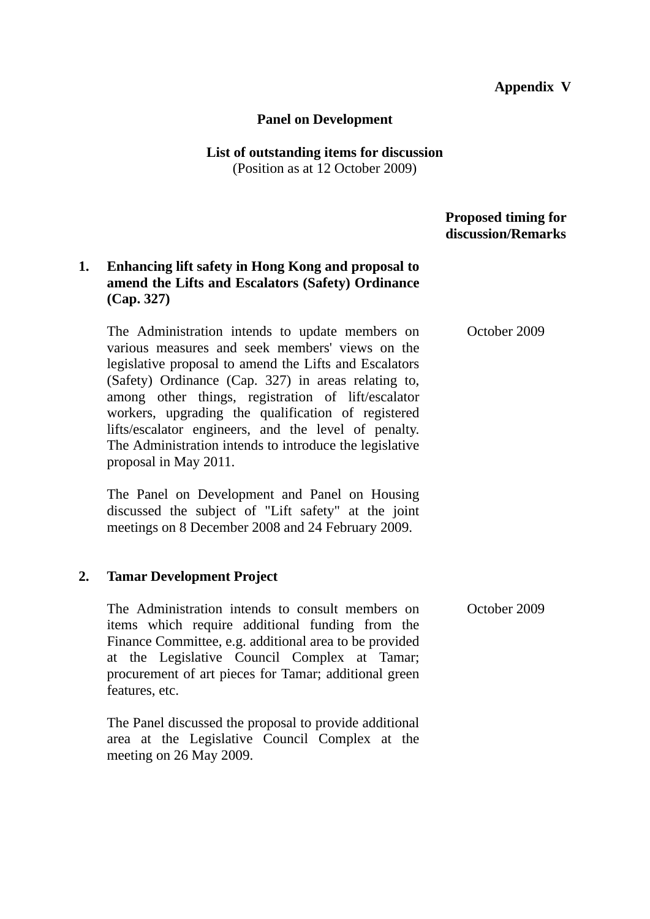**Appendix V**

**Panel on Development**

**List of outstanding items for discussion**
(Position as at 12 October 2009)

| | | **Proposed timing for discussion/Remarks** |
|---|---|---|
| **1.** | **Enhancing lift safety in Hong Kong and proposal to amend the Lifts and Escalators (Safety) Ordinance (Cap. 327)** | |
| | The Administration intends to update members on various measures and seek members' views on the legislative proposal to amend the Lifts and Escalators (Safety) Ordinance (Cap. 327) in areas relating to, among other things, registration of lift/escalator workers, upgrading the qualification of registered lifts/escalator engineers, and the level of penalty. The Administration intends to introduce the legislative proposal in May 2011. | October 2009 |
| | The Panel on Development and Panel on Housing discussed the subject of "Lift safety" at the joint meetings on 8 December 2008 and 24 February 2009. | |
| **2.** | **Tamar Development Project** | |
| | The Administration intends to consult members on items which require additional funding from the Finance Committee, e.g. additional area to be provided at the Legislative Council Complex at Tamar; procurement of art pieces for Tamar; additional green features, etc. | October 2009 |
| | The Panel discussed the proposal to provide additional area at the Legislative Council Complex at the meeting on 26 May 2009. | |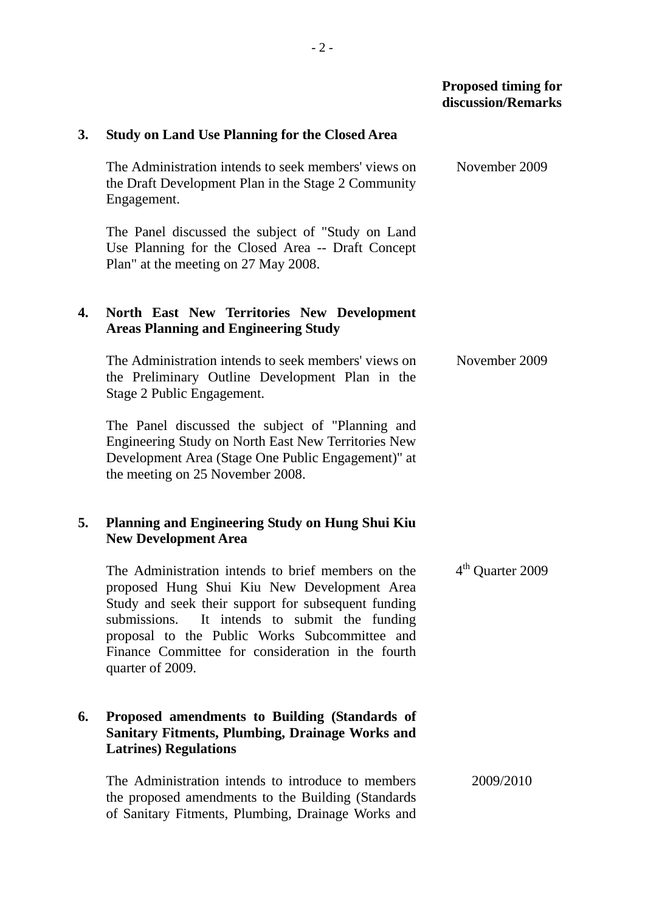| | | Proposed timing for discussion/Remarks |
|---|---|---|
| **3.** | **Study on Land Use Planning for the Closed Area** | |
| | The Administration intends to seek members' views on the Draft Development Plan in the Stage 2 Community Engagement. | November 2009 |
| | The Panel discussed the subject of "Study on Land Use Planning for the Closed Area -- Draft Concept Plan" at the meeting on 27 May 2008. | |
| **4.** | **North East New Territories New Development Areas Planning and Engineering Study** | |
| | The Administration intends to seek members' views on the Preliminary Outline Development Plan in the Stage 2 Public Engagement. | November 2009 |
| | The Panel discussed the subject of "Planning and Engineering Study on North East New Territories New Development Area (Stage One Public Engagement)" at the meeting on 25 November 2008. | |
| **5.** | **Planning and Engineering Study on Hung Shui Kiu New Development Area** | |
| | The Administration intends to brief members on the proposed Hung Shui Kiu New Development Area Study and seek their support for subsequent funding submissions. It intends to submit the funding proposal to the Public Works Subcommittee and Finance Committee for consideration in the fourth quarter of 2009. | 4th Quarter 2009 |
| **6.** | **Proposed amendments to Building (Standards of Sanitary Fitments, Plumbing, Drainage Works and Latrines) Regulations** | |
| | The Administration intends to introduce to members the proposed amendments to the Building (Standards of Sanitary Fitments, Plumbing, Drainage Works and | 2009/2010 |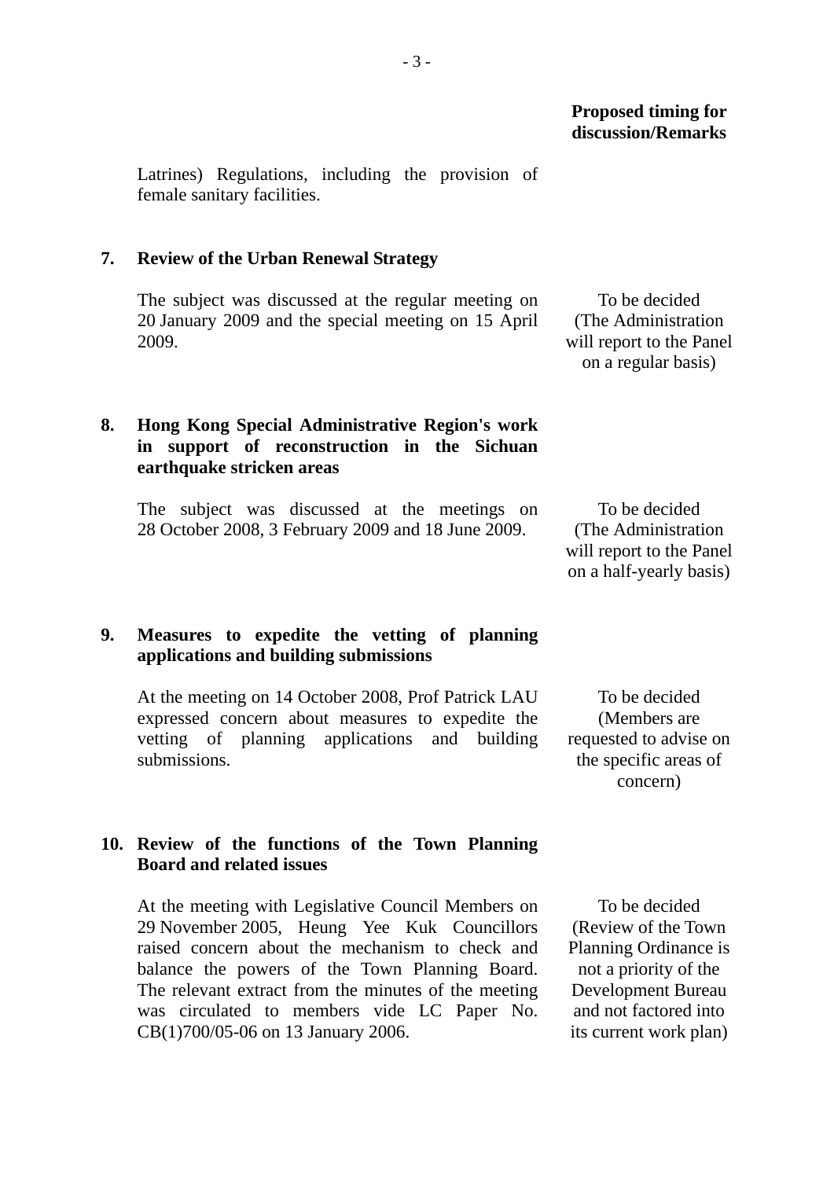| | | Proposed timing for discussion/Remarks |
|---|---|---|
| | Latrines) Regulations, including the provision of female sanitary facilities. | |
| **7.** | **Review of the Urban Renewal Strategy** | |
| | The subject was discussed at the regular meeting on 20 January 2009 and the special meeting on 15 April 2009. | To be decided (The Administration will report to the Panel on a regular basis) |
| **8.** | **Hong Kong Special Administrative Region's work in support of reconstruction in the Sichuan earthquake stricken areas** | |
| | The subject was discussed at the meetings on 28 October 2008, 3 February 2009 and 18 June 2009. | To be decided (The Administration will report to the Panel on a half-yearly basis) |
| **9.** | **Measures to expedite the vetting of planning applications and building submissions** | |
| | At the meeting on 14 October 2008, Prof Patrick LAU expressed concern about measures to expedite the vetting of planning applications and building submissions. | To be decided (Members are requested to advise on the specific areas of concern) |
| **10.** | **Review of the functions of the Town Planning Board and related issues** | |
| | At the meeting with Legislative Council Members on 29 November 2005, Heung Yee Kuk Councillors raised concern about the mechanism to check and balance the powers of the Town Planning Board. The relevant extract from the minutes of the meeting was circulated to members vide LC Paper No. CB(1)700/05-06 on 13 January 2006. | To be decided (Review of the Town Planning Ordinance is not a priority of the Development Bureau and not factored into its current work plan) |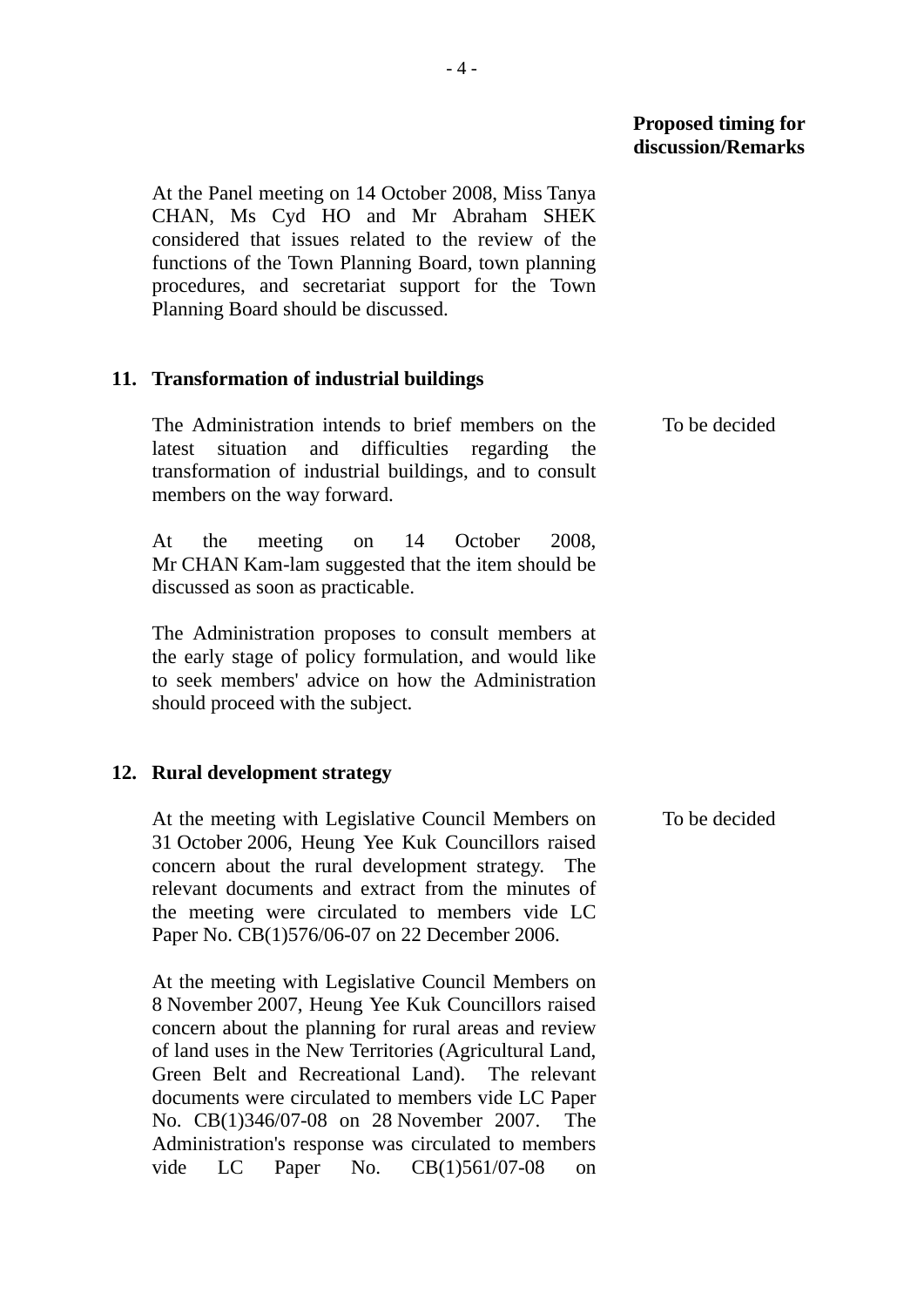**Proposed timing for discussion/Remarks**

At the Panel meeting on 14 October 2008, Miss Tanya CHAN, Ms Cyd HO and Mr Abraham SHEK considered that issues related to the review of the functions of the Town Planning Board, town planning procedures, and secretariat support for the Town Planning Board should be discussed.

## 11. Transformation of industrial buildings

The Administration intends to brief members on the latest situation and difficulties regarding the transformation of industrial buildings, and to consult members on the way forward. — To be decided

At the meeting on 14 October 2008, Mr CHAN Kam-lam suggested that the item should be discussed as soon as practicable.

The Administration proposes to consult members at the early stage of policy formulation, and would like to seek members' advice on how the Administration should proceed with the subject.

## 12. Rural development strategy

At the meeting with Legislative Council Members on 31 October 2006, Heung Yee Kuk Councillors raised concern about the rural development strategy. The relevant documents and extract from the minutes of the meeting were circulated to members vide LC Paper No. CB(1)576/06-07 on 22 December 2006. — To be decided

At the meeting with Legislative Council Members on 8 November 2007, Heung Yee Kuk Councillors raised concern about the planning for rural areas and review of land uses in the New Territories (Agricultural Land, Green Belt and Recreational Land). The relevant documents were circulated to members vide LC Paper No. CB(1)346/07-08 on 28 November 2007. The Administration's response was circulated to members vide LC Paper No. CB(1)561/07-08 on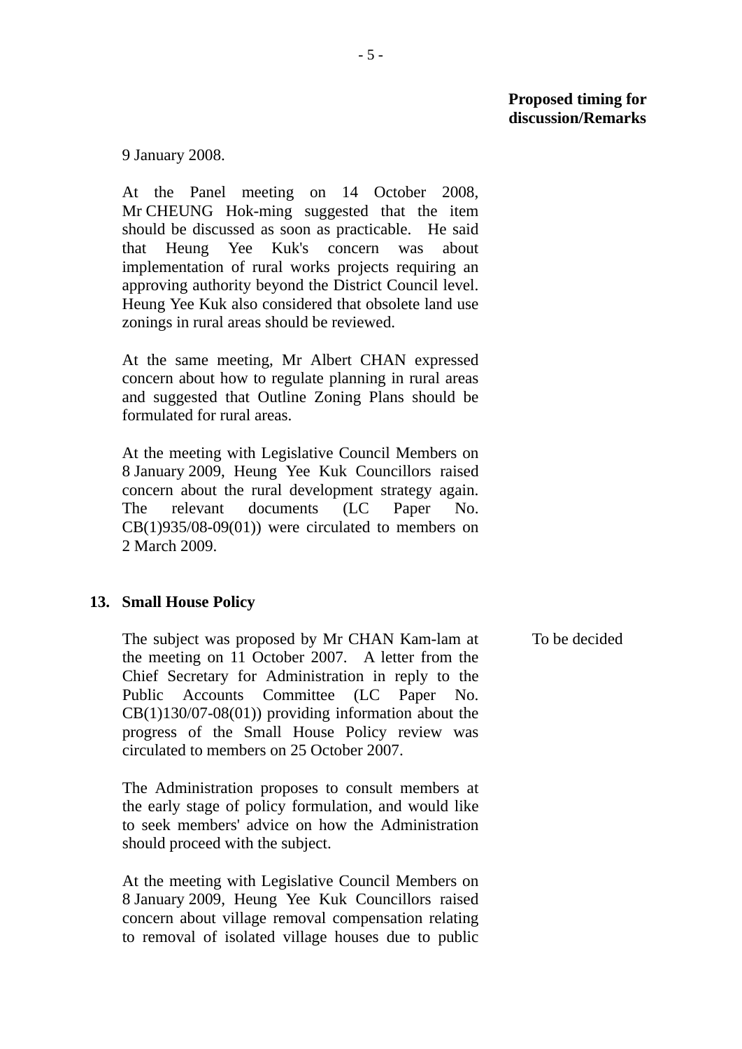**Proposed timing for discussion/Remarks**

9 January 2008.

At the Panel meeting on 14 October 2008, Mr CHEUNG Hok-ming suggested that the item should be discussed as soon as practicable. He said that Heung Yee Kuk's concern was about implementation of rural works projects requiring an approving authority beyond the District Council level. Heung Yee Kuk also considered that obsolete land use zonings in rural areas should be reviewed.

At the same meeting, Mr Albert CHAN expressed concern about how to regulate planning in rural areas and suggested that Outline Zoning Plans should be formulated for rural areas.

At the meeting with Legislative Council Members on 8 January 2009, Heung Yee Kuk Councillors raised concern about the rural development strategy again. The relevant documents (LC Paper No. CB(1)935/08-09(01)) were circulated to members on 2 March 2009.

**13. Small House Policy**

The subject was proposed by Mr CHAN Kam-lam at the meeting on 11 October 2007. A letter from the Chief Secretary for Administration in reply to the Public Accounts Committee (LC Paper No. CB(1)130/07-08(01)) providing information about the progress of the Small House Policy review was circulated to members on 25 October 2007. — To be decided

The Administration proposes to consult members at the early stage of policy formulation, and would like to seek members' advice on how the Administration should proceed with the subject.

At the meeting with Legislative Council Members on 8 January 2009, Heung Yee Kuk Councillors raised concern about village removal compensation relating to removal of isolated village houses due to public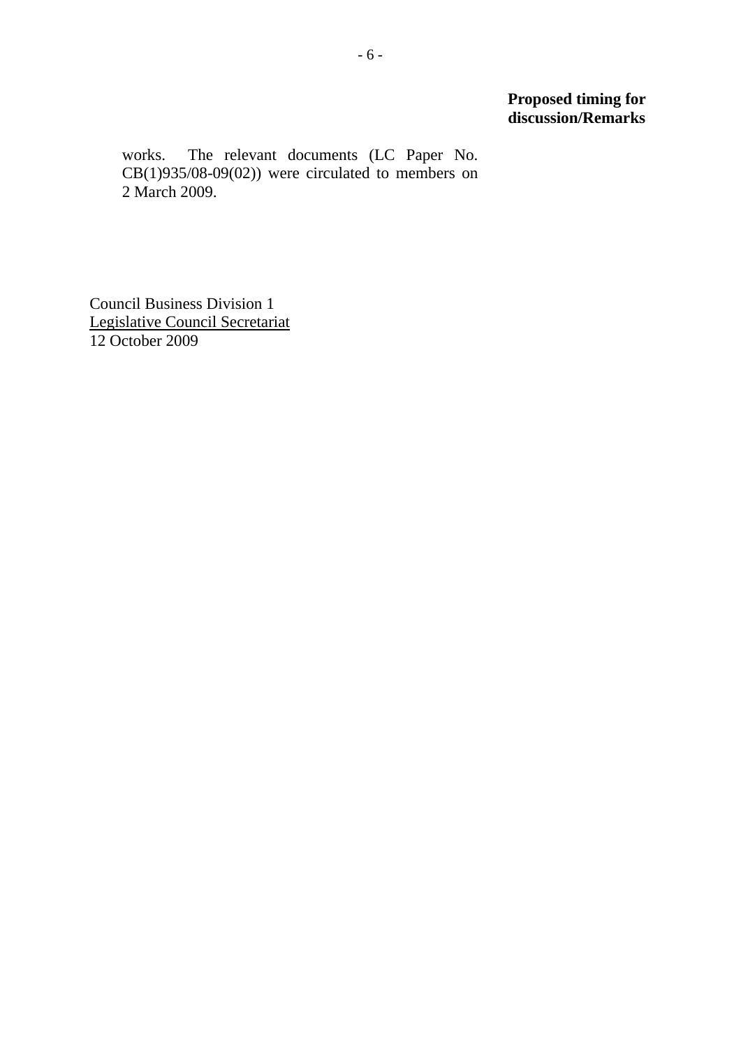**Proposed timing for discussion/Remarks**

works. The relevant documents (LC Paper No. CB(1)935/08-09(02)) were circulated to members on 2 March 2009.

Council Business Division 1
Legislative Council Secretariat
12 October 2009